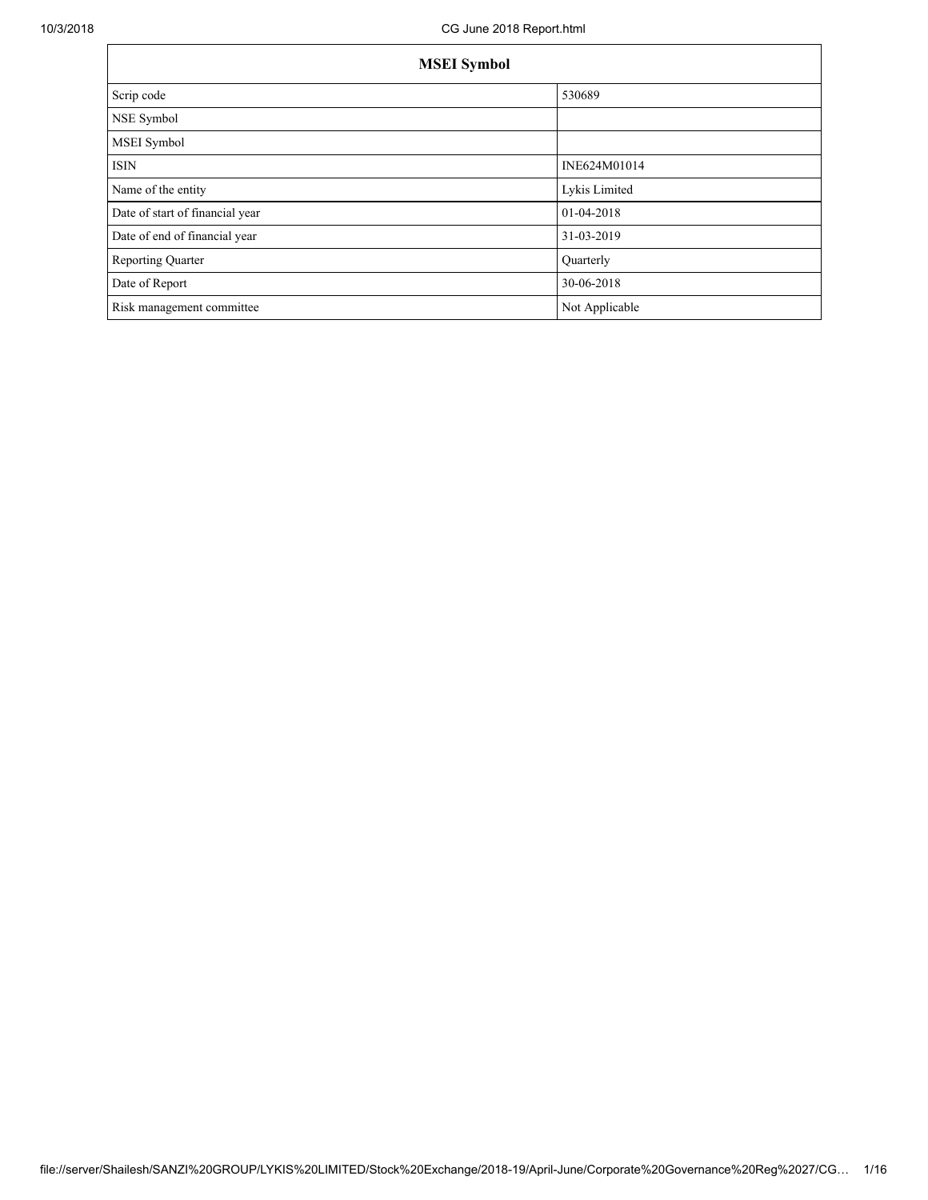| MSEI Symbol | |
|---|---|
| Scrip code | 530689 |
| NSE Symbol | |
| MSEI Symbol | |
| ISIN | INE624M01014 |
| Name of the entity | Lykis Limited |
| Date of start of financial year | 01-04-2018 |
| Date of end of financial year | 31-03-2019 |
| Reporting Quarter | Quarterly |
| Date of Report | 30-06-2018 |
| Risk management committee | Not Applicable |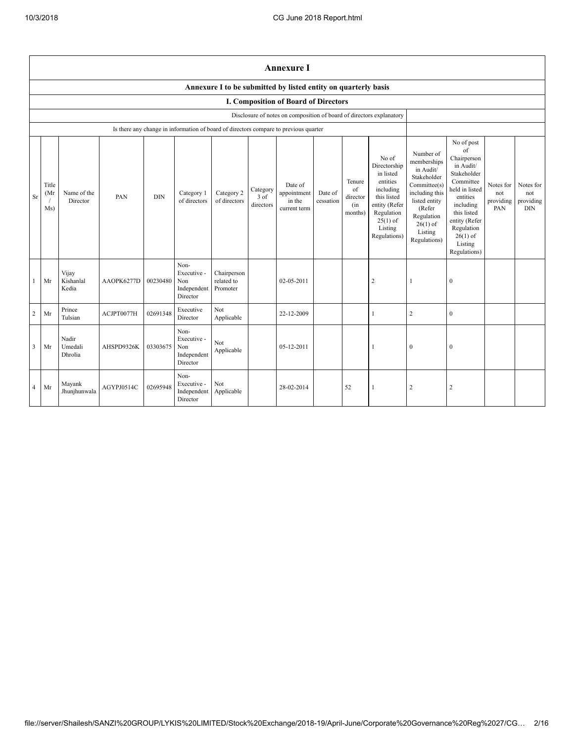## Annexure I

### Annexure I to be submitted by listed entity on quarterly basis

### I. Composition of Board of Directors

| Disclosure of notes on composition of board of directors explanatory | |
|---|---|
| Is there any change in information of board of directors compare to previous quarter | |

| Sr | Title (Mr / Ms) | Name of the Director | PAN | DIN | Category 1 of directors | Category 2 of directors | Category 3 of directors | Date of appointment in the current term | Date of cessation | Tenure of director (in months) | No of Directorship in listed entities including this listed entity (Refer Regulation 25(1) of Listing Regulations) | Number of memberships in Audit/ Stakeholder Committee(s) including this listed entity (Refer Regulation 26(1) of Listing Regulations) | No of post of Chairperson in Audit/ Stakeholder Committee held in listed entities including this listed entity (Refer Regulation 26(1) of Listing Regulations) | Notes for not providing PAN | Notes for not providing DIN |
|---|---|---|---|---|---|---|---|---|---|---|---|---|---|---|---|
| 1 | Mr | Vijay Kishanlal Kedia | AAOPK6277D | 00230480 | Non-Executive - Non Independent Director | Chairperson related to Promoter | | 02-05-2011 | | | 2 | 1 | 0 | | |
| 2 | Mr | Prince Tulsian | ACJPT0077H | 02691348 | Executive Director | Not Applicable | | 22-12-2009 | | | 1 | 2 | 0 | | |
| 3 | Mr | Nadir Umedali Dhrolia | AHSPD9326K | 03303675 | Non-Executive - Non Independent Director | Not Applicable | | 05-12-2011 | | | 1 | 0 | 0 | | |
| 4 | Mr | Mayank Jhunjhunwala | AGYPJ0514C | 02695948 | Non-Executive - Independent Director | Not Applicable | | 28-02-2014 | | 52 | 1 | 2 | 2 | | |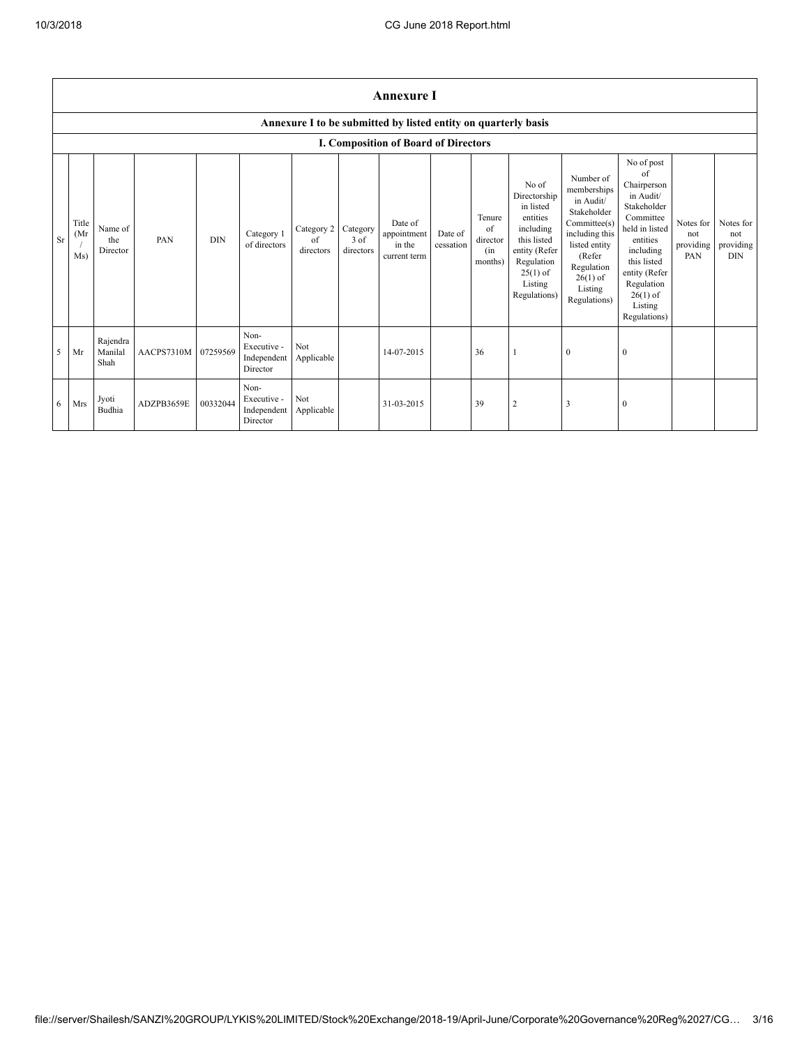## Annexure I

### Annexure I to be submitted by listed entity on quarterly basis

### I. Composition of Board of Directors

| Sr | Title (Mr / Ms) | Name of the Director | PAN | DIN | Category 1 of directors | Category 2 of directors | Category 3 of directors | Date of appointment in the current term | Date of cessation | Tenure of director (in months) | No of Directorship in listed entities including this listed entity (Refer Regulation 25(1) of Listing Regulations) | Number of memberships in Audit/ Stakeholder Committee(s) including this listed entity (Refer Regulation 26(1) of Listing Regulations) | No of post of Chairperson in Audit/ Stakeholder Committee held in listed entities including this listed entity (Refer Regulation 26(1) of Listing Regulations) | Notes for not providing PAN | Notes for not providing DIN |
|---|---|---|---|---|---|---|---|---|---|---|---|---|---|---|---|
| 5 | Mr | Rajendra Manilal Shah | AACPS7310M | 07259569 | Non-Executive - Independent Director | Not Applicable | | 14-07-2015 | | 36 | 1 | 0 | 0 | | |
| 6 | Mrs | Jyoti Budhia | ADZPB3659E | 00332044 | Non-Executive - Independent Director | Not Applicable | | 31-03-2015 | | 39 | 2 | 3 | 0 | | |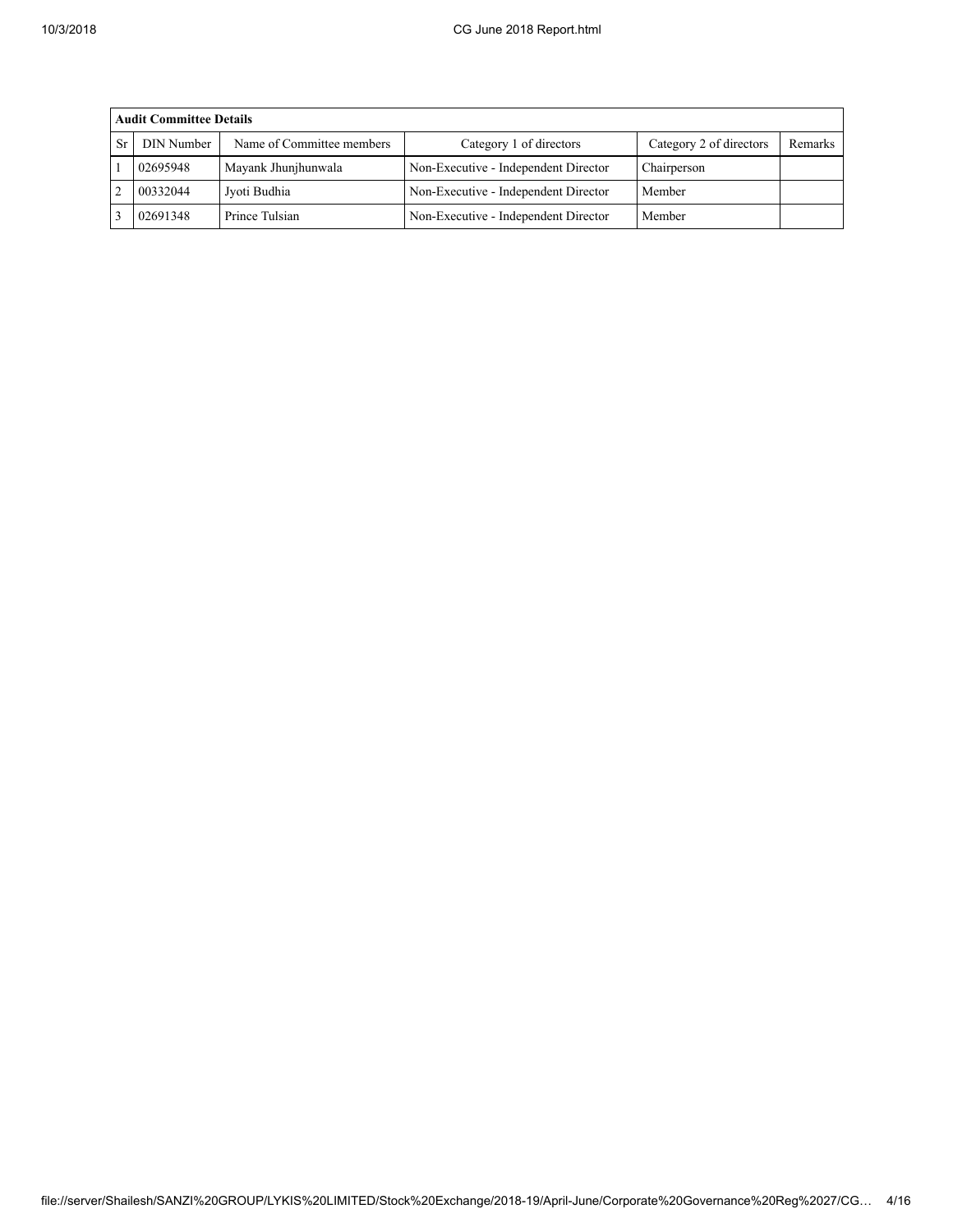| Audit Committee Details | | | | | |
|---|---|---|---|---|---|
| Sr | DIN Number | Name of Committee members | Category 1 of directors | Category 2 of directors | Remarks |
| 1 | 02695948 | Mayank Jhunjhunwala | Non-Executive - Independent Director | Chairperson | |
| 2 | 00332044 | Jyoti Budhia | Non-Executive - Independent Director | Member | |
| 3 | 02691348 | Prince Tulsian | Non-Executive - Independent Director | Member | |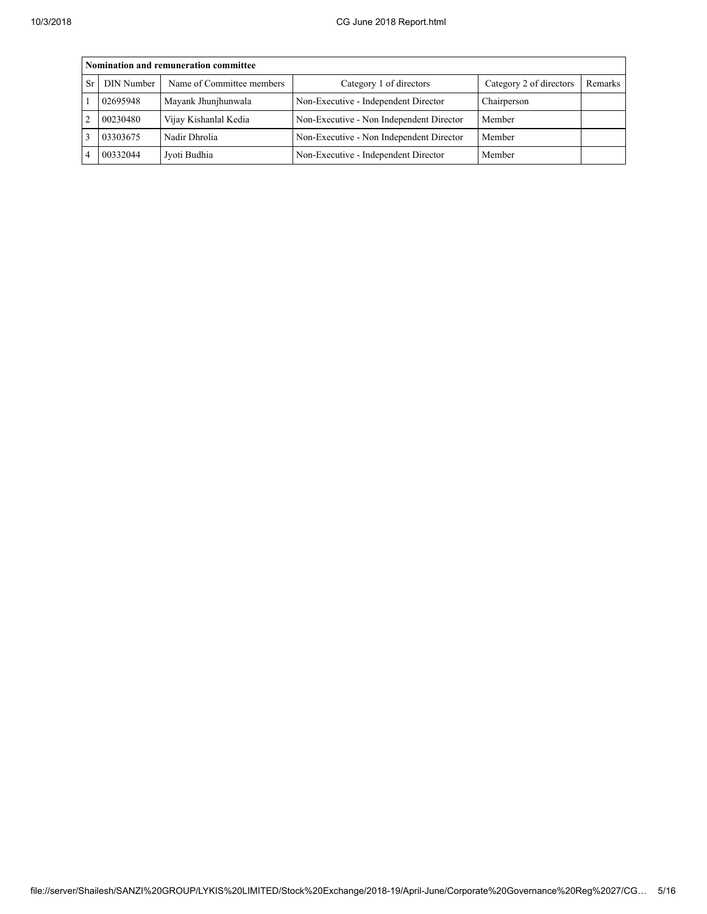| Nomination and remuneration committee | | | | | |
|---|---|---|---|---|---|
| Sr | DIN Number | Name of Committee members | Category 1 of directors | Category 2 of directors | Remarks |
| 1 | 02695948 | Mayank Jhunjhunwala | Non-Executive - Independent Director | Chairperson | |
| 2 | 00230480 | Vijay Kishanlal Kedia | Non-Executive - Non Independent Director | Member | |
| 3 | 03303675 | Nadir Dhrolia | Non-Executive - Non Independent Director | Member | |
| 4 | 00332044 | Jyoti Budhia | Non-Executive - Independent Director | Member | |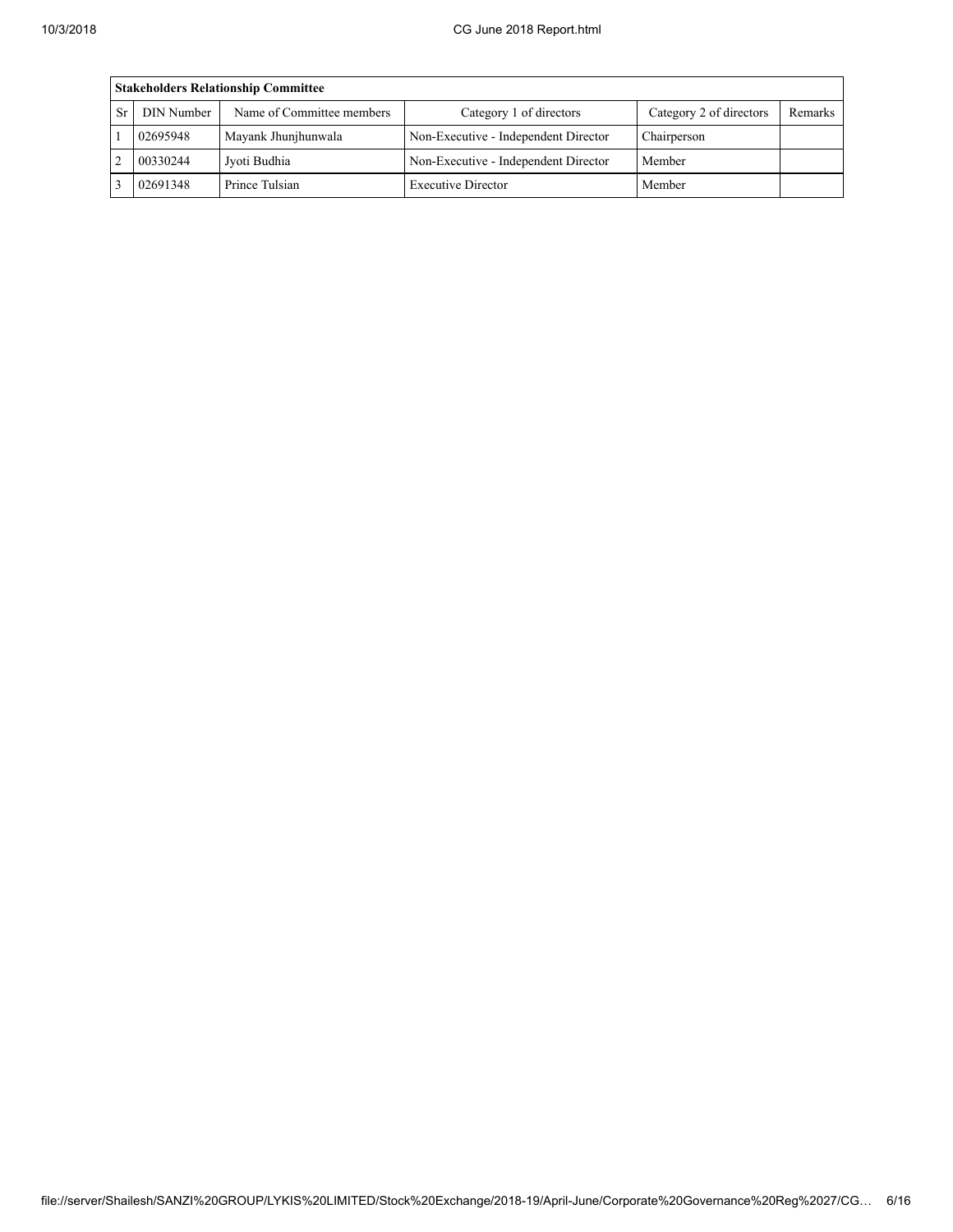| Stakeholders Relationship Committee | | | | | |
|---|---|---|---|---|---|
| Sr | DIN Number | Name of Committee members | Category 1 of directors | Category 2 of directors | Remarks |
| 1 | 02695948 | Mayank Jhunjhunwala | Non-Executive - Independent Director | Chairperson | |
| 2 | 00330244 | Jyoti Budhia | Non-Executive - Independent Director | Member | |
| 3 | 02691348 | Prince Tulsian | Executive Director | Member | |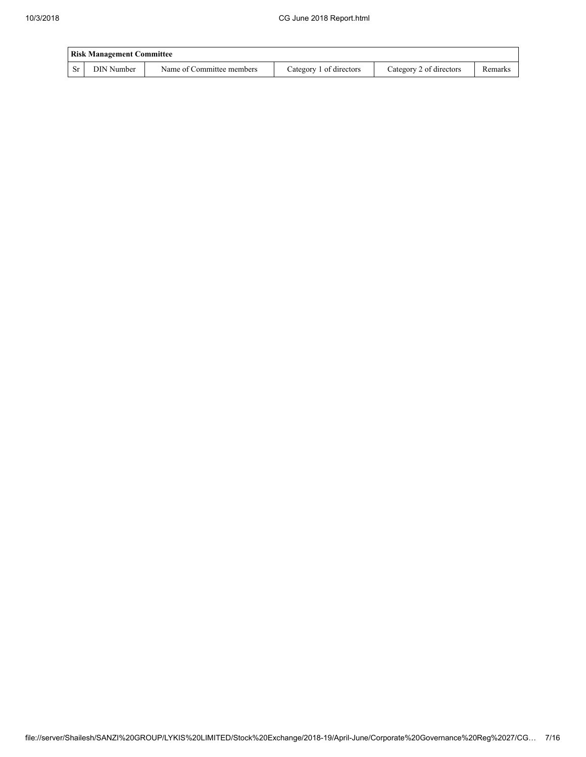| Risk Management Committee | | | | | |
|---|---|---|---|---|---|
| Sr | DIN Number | Name of Committee members | Category 1 of directors | Category 2 of directors | Remarks |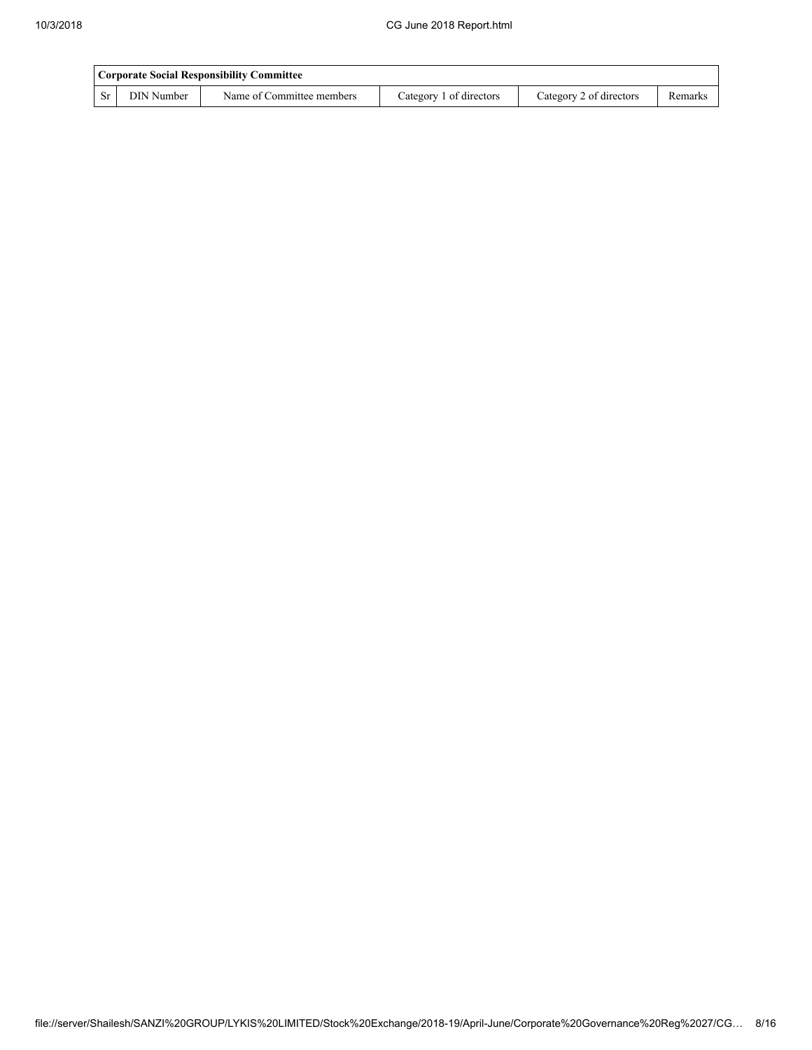| Corporate Social Responsibility Committee | | | | | |
|---|---|---|---|---|---|
| Sr | DIN Number | Name of Committee members | Category 1 of directors | Category 2 of directors | Remarks |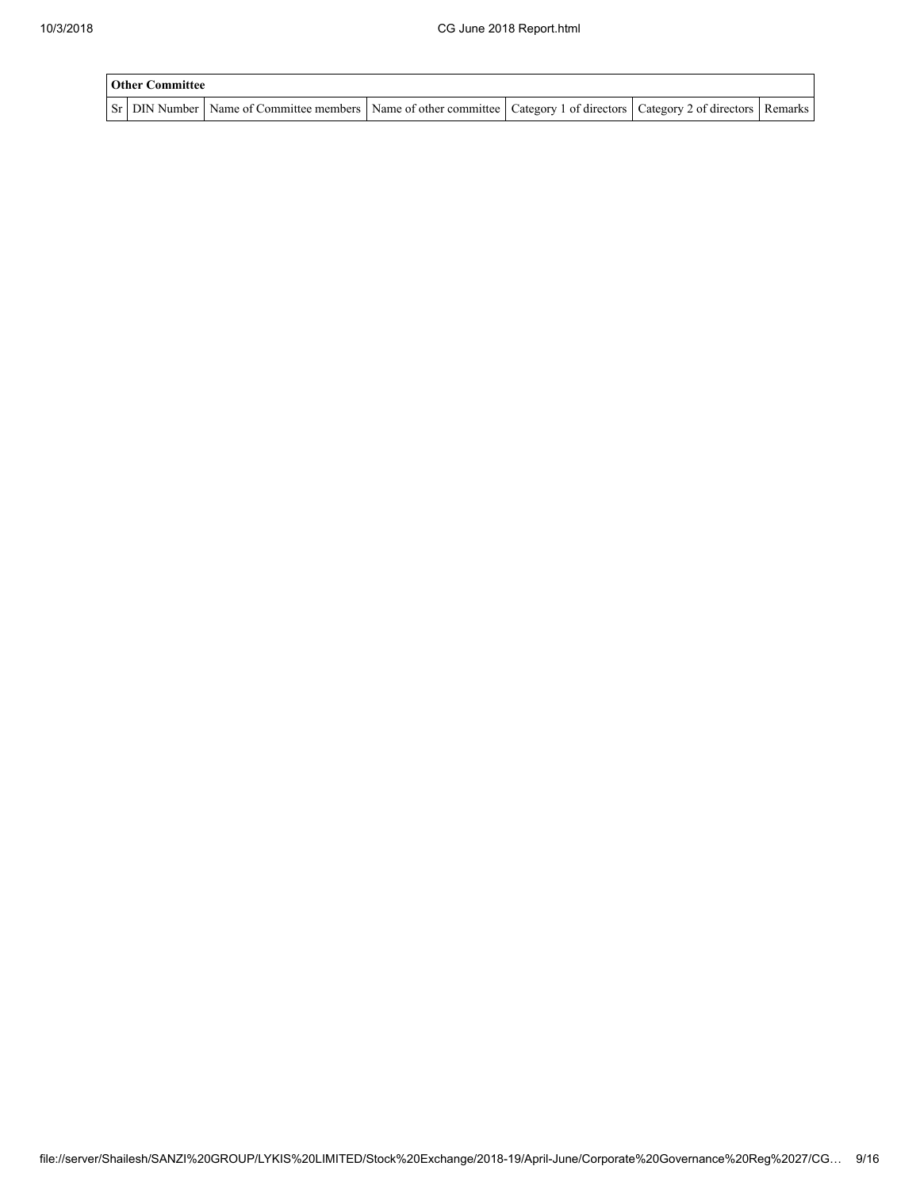| Other Committee | | | | | | |
|---|---|---|---|---|---|---|
| Sr | DIN Number | Name of Committee members | Name of other committee | Category 1 of directors | Category 2 of directors | Remarks |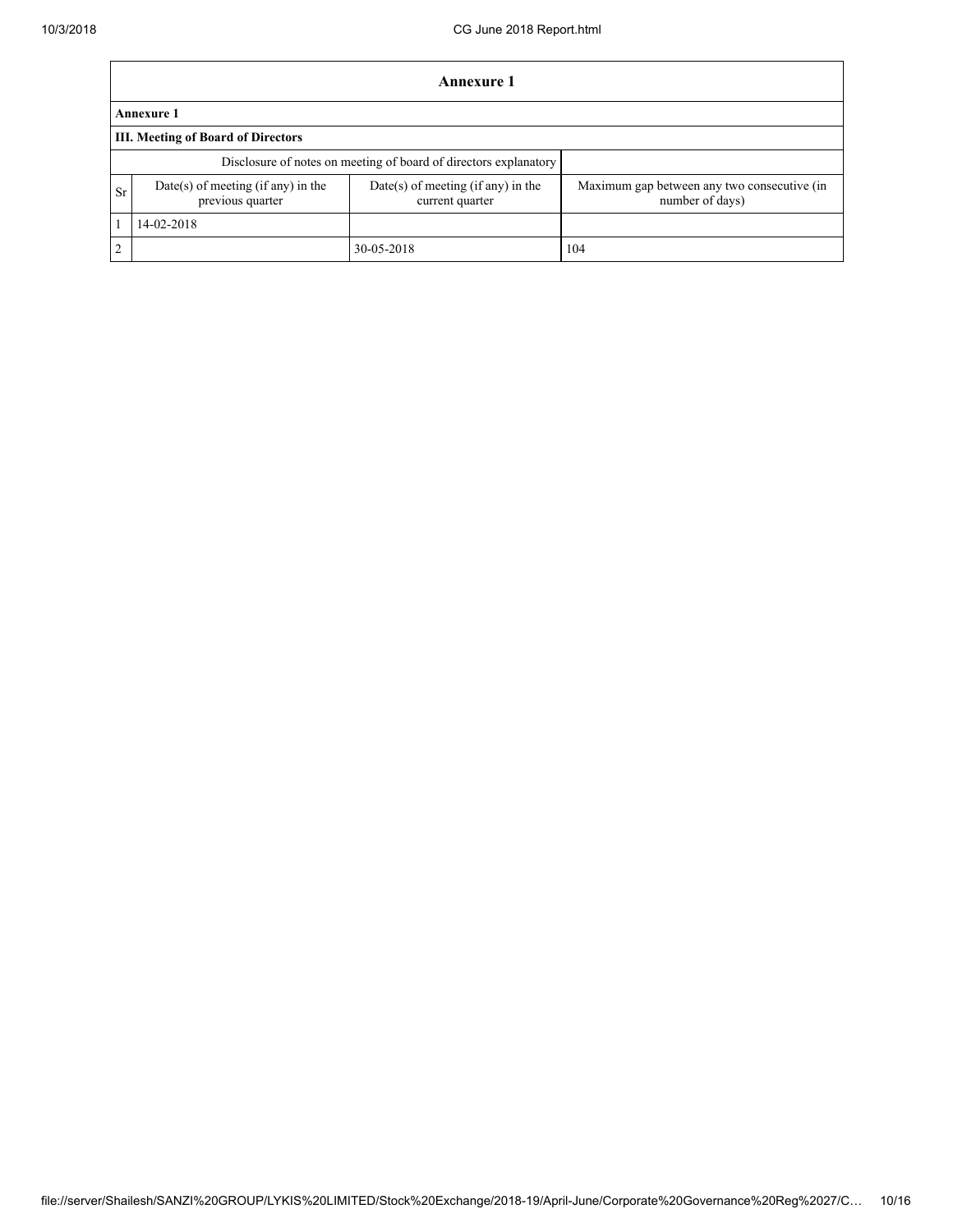## Annexure 1

**Annexure 1**

**III. Meeting of Board of Directors**

| Disclosure of notes on meeting of board of directors explanatory | | | |
|---|---|---|---|
| Sr | Date(s) of meeting (if any) in the previous quarter | Date(s) of meeting (if any) in the current quarter | Maximum gap between any two consecutive (in number of days) |
| 1 | 14-02-2018 | | |
| 2 | | 30-05-2018 | 104 |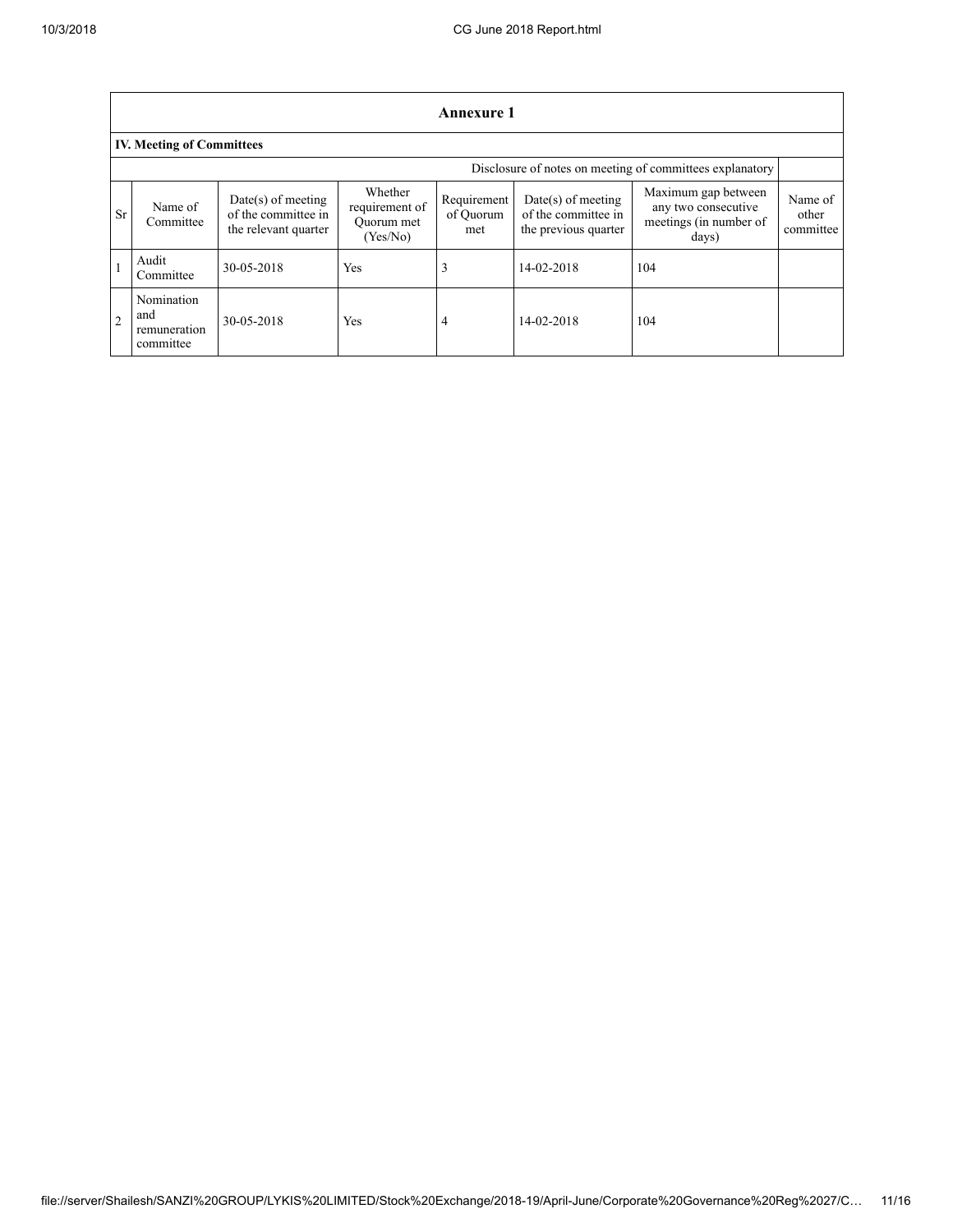## Annexure 1

### IV. Meeting of Committees

| | | | | | | | |
|---|---|---|---|---|---|---|---|
| Disclosure of notes on meeting of committees explanatory | | | | | | | |
| Sr | Name of Committee | Date(s) of meeting of the committee in the relevant quarter | Whether requirement of Quorum met (Yes/No) | Requirement of Quorum met | Date(s) of meeting of the committee in the previous quarter | Maximum gap between any two consecutive meetings (in number of days) | Name of other committee |
| 1 | Audit Committee | 30-05-2018 | Yes | 3 | 14-02-2018 | 104 | |
| 2 | Nomination and remuneration committee | 30-05-2018 | Yes | 4 | 14-02-2018 | 104 | |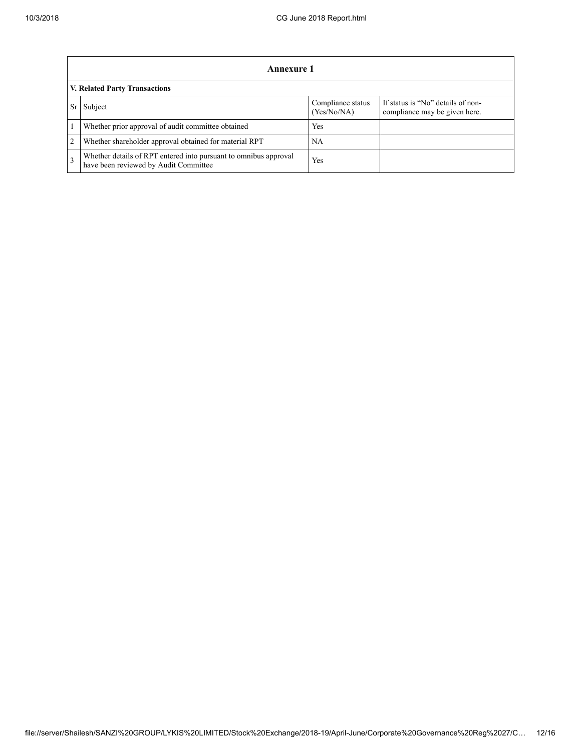## Annexure 1

### V. Related Party Transactions

| Sr | Subject | Compliance status (Yes/No/NA) | If status is "No" details of non-compliance may be given here. |
|---|---|---|---|
| 1 | Whether prior approval of audit committee obtained | Yes | |
| 2 | Whether shareholder approval obtained for material RPT | NA | |
| 3 | Whether details of RPT entered into pursuant to omnibus approval have been reviewed by Audit Committee | Yes | |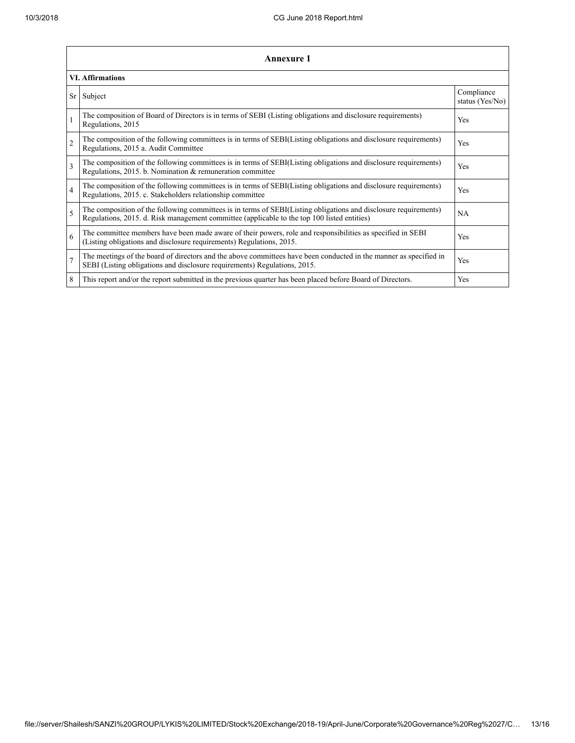## Annexure 1

### VI. Affirmations

| Sr | Subject | Compliance status (Yes/No) |
|---|---|---|
| 1 | The composition of Board of Directors is in terms of SEBI (Listing obligations and disclosure requirements) Regulations, 2015 | Yes |
| 2 | The composition of the following committees is in terms of SEBI(Listing obligations and disclosure requirements) Regulations, 2015 a. Audit Committee | Yes |
| 3 | The composition of the following committees is in terms of SEBI(Listing obligations and disclosure requirements) Regulations, 2015. b. Nomination & remuneration committee | Yes |
| 4 | The composition of the following committees is in terms of SEBI(Listing obligations and disclosure requirements) Regulations, 2015. c. Stakeholders relationship committee | Yes |
| 5 | The composition of the following committees is in terms of SEBI(Listing obligations and disclosure requirements) Regulations, 2015. d. Risk management committee (applicable to the top 100 listed entities) | NA |
| 6 | The committee members have been made aware of their powers, role and responsibilities as specified in SEBI (Listing obligations and disclosure requirements) Regulations, 2015. | Yes |
| 7 | The meetings of the board of directors and the above committees have been conducted in the manner as specified in SEBI (Listing obligations and disclosure requirements) Regulations, 2015. | Yes |
| 8 | This report and/or the report submitted in the previous quarter has been placed before Board of Directors. | Yes |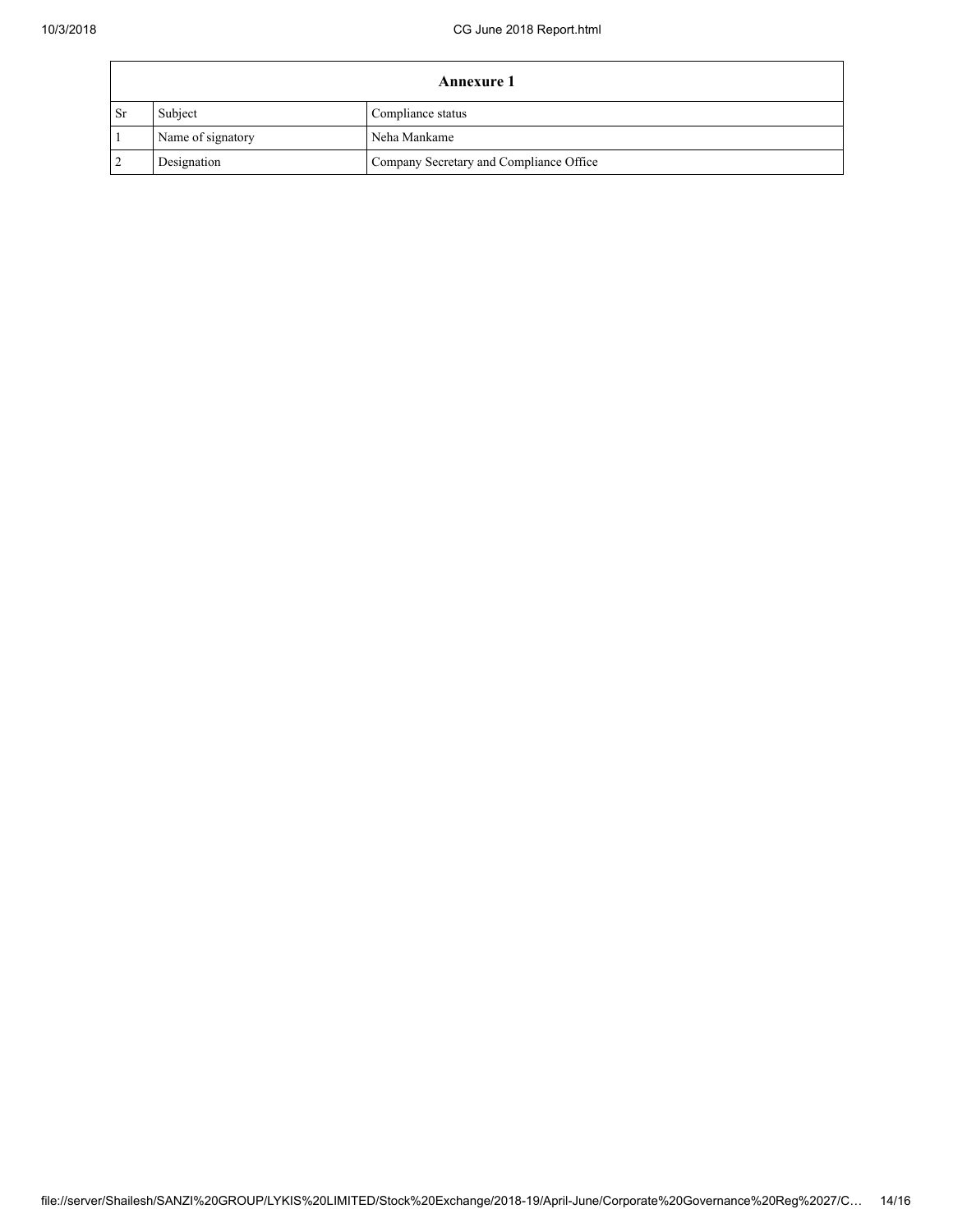| Annexure 1 | | |
|---|---|---|
| Sr | Subject | Compliance status |
| 1 | Name of signatory | Neha Mankame |
| 2 | Designation | Company Secretary and Compliance Office |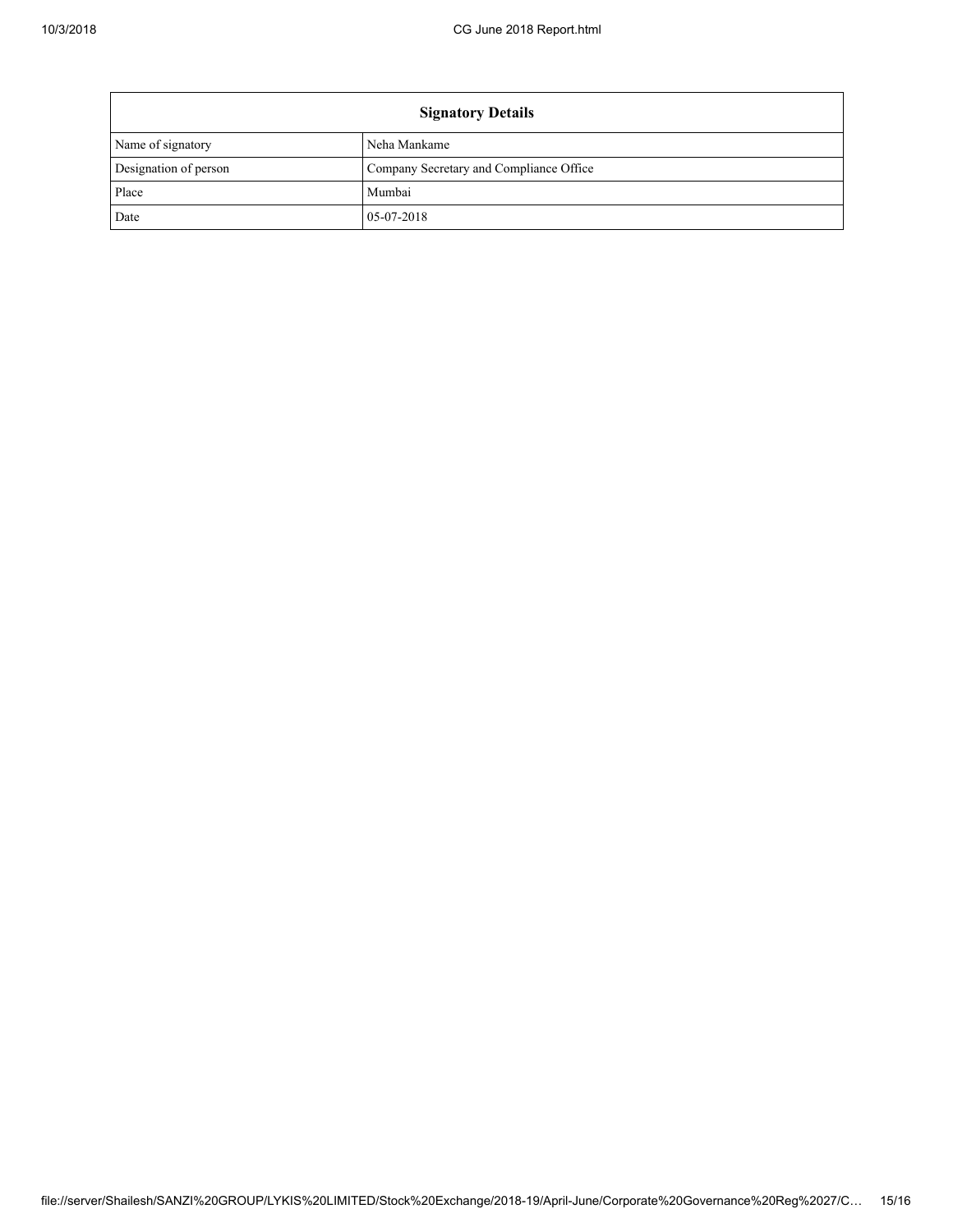| Signatory Details | |
|---|---|
| Name of signatory | Neha Mankame |
| Designation of person | Company Secretary and Compliance Office |
| Place | Mumbai |
| Date | 05-07-2018 |